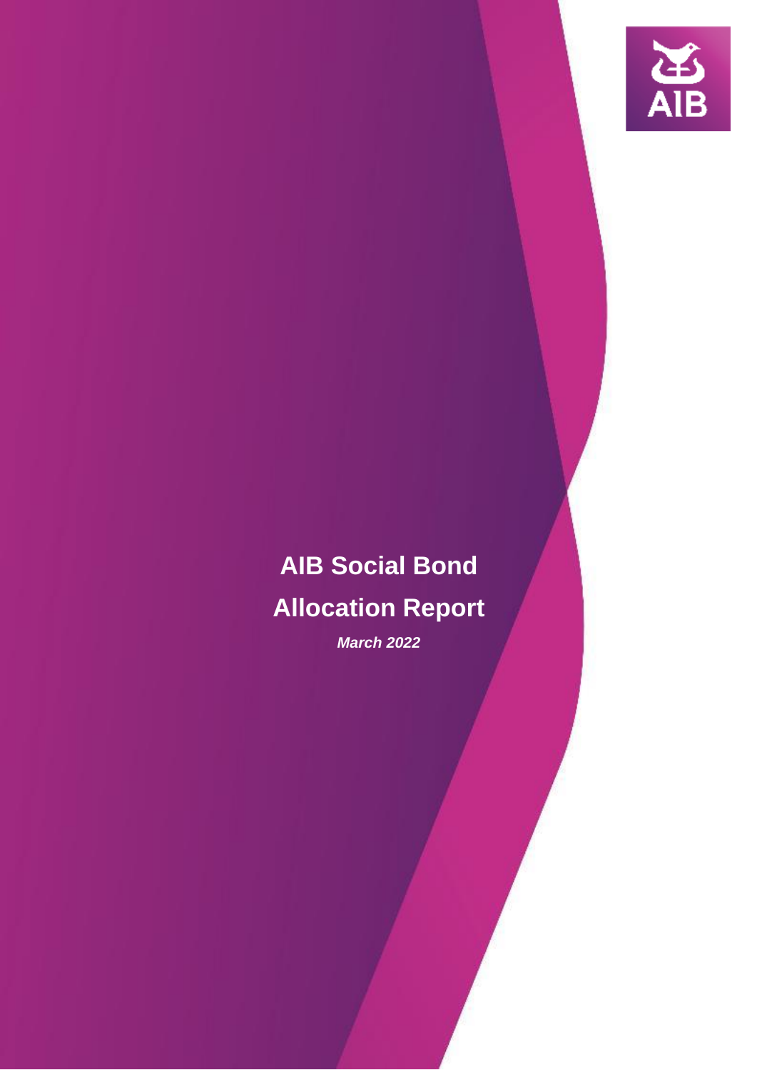# AIB Social Bond Allocation Report

***March 2022***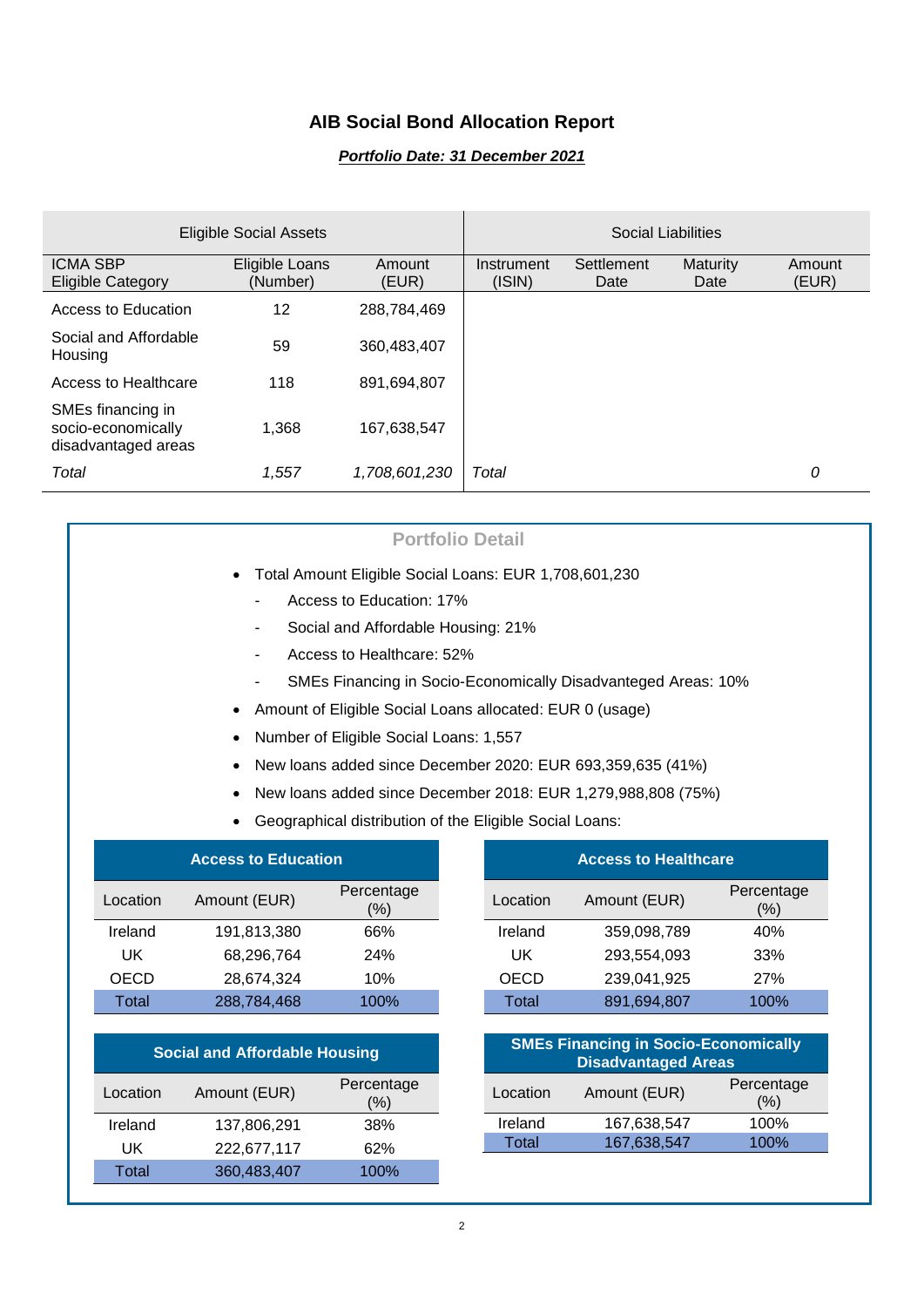# AIB Social Bond Allocation Report

***Portfolio Date: 31 December 2021***

| Eligible Social Assets | | | Social Liabilities | | | |
|---|---|---|---|---|---|---|
| ICMA SBP Eligible Category | Eligible Loans (Number) | Amount (EUR) | Instrument (ISIN) | Settlement Date | Maturity Date | Amount (EUR) |
| Access to Education | 12 | 288,784,469 | | | | |
| Social and Affordable Housing | 59 | 360,483,407 | | | | |
| Access to Healthcare | 118 | 891,694,807 | | | | |
| SMEs financing in socio-economically disadvantaged areas | 1,368 | 167,638,547 | | | | |
| *Total* | *1,557* | *1,708,601,230* | *Total* | | | *0* |

## Portfolio Detail

- Total Amount Eligible Social Loans: EUR 1,708,601,230
  - Access to Education: 17%
  - Social and Affordable Housing: 21%
  - Access to Healthcare: 52%
  - SMEs Financing in Socio-Economically Disadvanteged Areas: 10%
- Amount of Eligible Social Loans allocated: EUR 0 (usage)
- Number of Eligible Social Loans: 1,557
- New loans added since December 2020: EUR 693,359,635 (41%)
- New loans added since December 2018: EUR 1,279,988,808 (75%)
- Geographical distribution of the Eligible Social Loans:

**Access to Education**

| Location | Amount (EUR) | Percentage (%) |
|---|---|---|
| Ireland | 191,813,380 | 66% |
| UK | 68,296,764 | 24% |
| OECD | 28,674,324 | 10% |
| Total | 288,784,468 | 100% |

**Access to Healthcare**

| Location | Amount (EUR) | Percentage (%) |
|---|---|---|
| Ireland | 359,098,789 | 40% |
| UK | 293,554,093 | 33% |
| OECD | 239,041,925 | 27% |
| Total | 891,694,807 | 100% |

**Social and Affordable Housing**

| Location | Amount (EUR) | Percentage (%) |
|---|---|---|
| Ireland | 137,806,291 | 38% |
| UK | 222,677,117 | 62% |
| Total | 360,483,407 | 100% |

**SMEs Financing in Socio-Economically Disadvantaged Areas**

| Location | Amount (EUR) | Percentage (%) |
|---|---|---|
| Ireland | 167,638,547 | 100% |
| Total | 167,638,547 | 100% |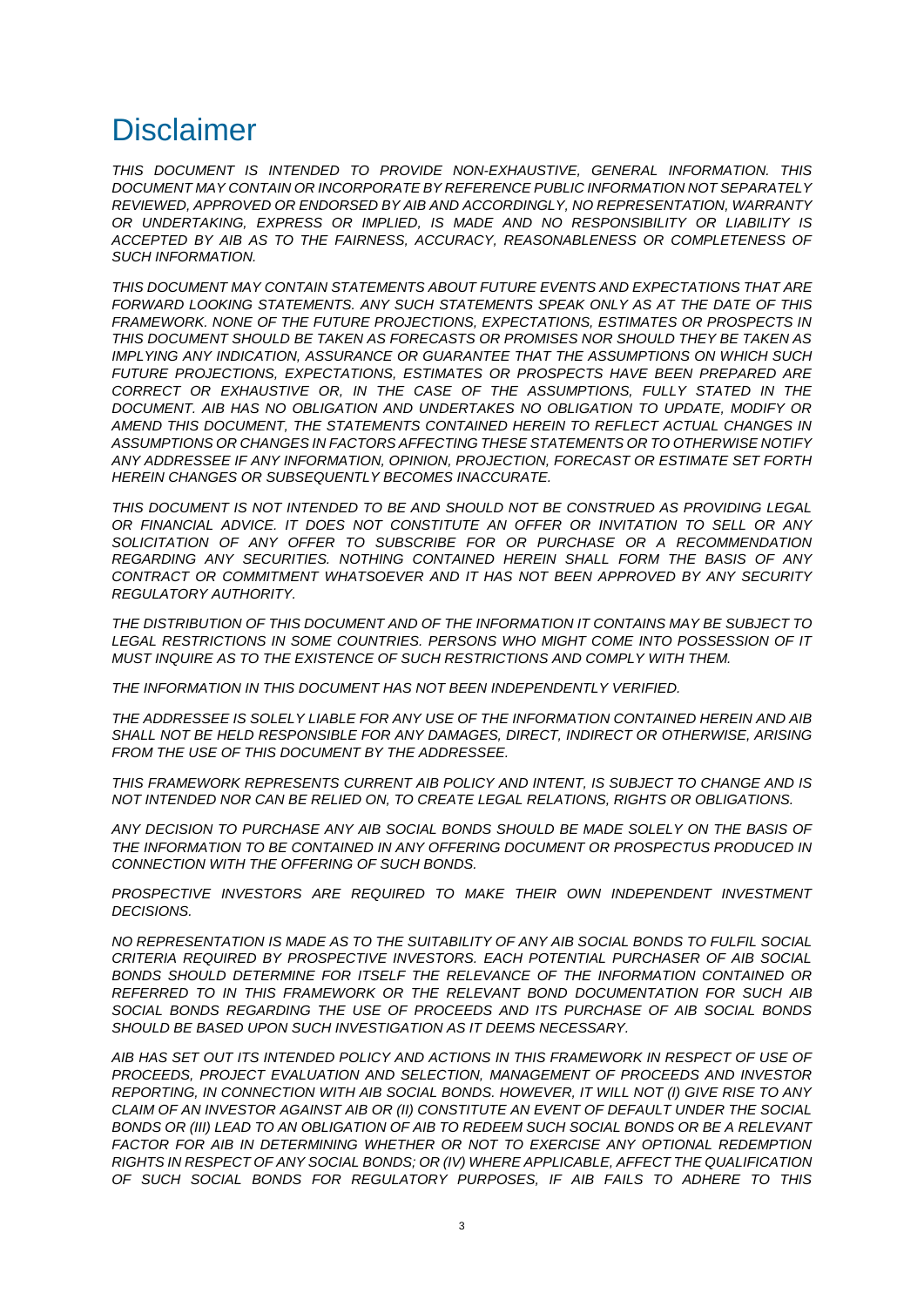# Disclaimer

*THIS DOCUMENT IS INTENDED TO PROVIDE NON-EXHAUSTIVE, GENERAL INFORMATION. THIS DOCUMENT MAY CONTAIN OR INCORPORATE BY REFERENCE PUBLIC INFORMATION NOT SEPARATELY REVIEWED, APPROVED OR ENDORSED BY AIB AND ACCORDINGLY, NO REPRESENTATION, WARRANTY OR UNDERTAKING, EXPRESS OR IMPLIED, IS MADE AND NO RESPONSIBILITY OR LIABILITY IS ACCEPTED BY AIB AS TO THE FAIRNESS, ACCURACY, REASONABLENESS OR COMPLETENESS OF SUCH INFORMATION.*

*THIS DOCUMENT MAY CONTAIN STATEMENTS ABOUT FUTURE EVENTS AND EXPECTATIONS THAT ARE FORWARD LOOKING STATEMENTS. ANY SUCH STATEMENTS SPEAK ONLY AS AT THE DATE OF THIS FRAMEWORK. NONE OF THE FUTURE PROJECTIONS, EXPECTATIONS, ESTIMATES OR PROSPECTS IN THIS DOCUMENT SHOULD BE TAKEN AS FORECASTS OR PROMISES NOR SHOULD THEY BE TAKEN AS IMPLYING ANY INDICATION, ASSURANCE OR GUARANTEE THAT THE ASSUMPTIONS ON WHICH SUCH FUTURE PROJECTIONS, EXPECTATIONS, ESTIMATES OR PROSPECTS HAVE BEEN PREPARED ARE CORRECT OR EXHAUSTIVE OR, IN THE CASE OF THE ASSUMPTIONS, FULLY STATED IN THE DOCUMENT. AIB HAS NO OBLIGATION AND UNDERTAKES NO OBLIGATION TO UPDATE, MODIFY OR AMEND THIS DOCUMENT, THE STATEMENTS CONTAINED HEREIN TO REFLECT ACTUAL CHANGES IN ASSUMPTIONS OR CHANGES IN FACTORS AFFECTING THESE STATEMENTS OR TO OTHERWISE NOTIFY ANY ADDRESSEE IF ANY INFORMATION, OPINION, PROJECTION, FORECAST OR ESTIMATE SET FORTH HEREIN CHANGES OR SUBSEQUENTLY BECOMES INACCURATE.*

*THIS DOCUMENT IS NOT INTENDED TO BE AND SHOULD NOT BE CONSTRUED AS PROVIDING LEGAL OR FINANCIAL ADVICE. IT DOES NOT CONSTITUTE AN OFFER OR INVITATION TO SELL OR ANY SOLICITATION OF ANY OFFER TO SUBSCRIBE FOR OR PURCHASE OR A RECOMMENDATION REGARDING ANY SECURITIES. NOTHING CONTAINED HEREIN SHALL FORM THE BASIS OF ANY CONTRACT OR COMMITMENT WHATSOEVER AND IT HAS NOT BEEN APPROVED BY ANY SECURITY REGULATORY AUTHORITY.*

*THE DISTRIBUTION OF THIS DOCUMENT AND OF THE INFORMATION IT CONTAINS MAY BE SUBJECT TO LEGAL RESTRICTIONS IN SOME COUNTRIES. PERSONS WHO MIGHT COME INTO POSSESSION OF IT MUST INQUIRE AS TO THE EXISTENCE OF SUCH RESTRICTIONS AND COMPLY WITH THEM.*

*THE INFORMATION IN THIS DOCUMENT HAS NOT BEEN INDEPENDENTLY VERIFIED.*

*THE ADDRESSEE IS SOLELY LIABLE FOR ANY USE OF THE INFORMATION CONTAINED HEREIN AND AIB SHALL NOT BE HELD RESPONSIBLE FOR ANY DAMAGES, DIRECT, INDIRECT OR OTHERWISE, ARISING FROM THE USE OF THIS DOCUMENT BY THE ADDRESSEE.*

*THIS FRAMEWORK REPRESENTS CURRENT AIB POLICY AND INTENT, IS SUBJECT TO CHANGE AND IS NOT INTENDED NOR CAN BE RELIED ON, TO CREATE LEGAL RELATIONS, RIGHTS OR OBLIGATIONS.*

*ANY DECISION TO PURCHASE ANY AIB SOCIAL BONDS SHOULD BE MADE SOLELY ON THE BASIS OF THE INFORMATION TO BE CONTAINED IN ANY OFFERING DOCUMENT OR PROSPECTUS PRODUCED IN CONNECTION WITH THE OFFERING OF SUCH BONDS.*

*PROSPECTIVE INVESTORS ARE REQUIRED TO MAKE THEIR OWN INDEPENDENT INVESTMENT DECISIONS.*

*NO REPRESENTATION IS MADE AS TO THE SUITABILITY OF ANY AIB SOCIAL BONDS TO FULFIL SOCIAL CRITERIA REQUIRED BY PROSPECTIVE INVESTORS. EACH POTENTIAL PURCHASER OF AIB SOCIAL BONDS SHOULD DETERMINE FOR ITSELF THE RELEVANCE OF THE INFORMATION CONTAINED OR REFERRED TO IN THIS FRAMEWORK OR THE RELEVANT BOND DOCUMENTATION FOR SUCH AIB SOCIAL BONDS REGARDING THE USE OF PROCEEDS AND ITS PURCHASE OF AIB SOCIAL BONDS SHOULD BE BASED UPON SUCH INVESTIGATION AS IT DEEMS NECESSARY.*

*AIB HAS SET OUT ITS INTENDED POLICY AND ACTIONS IN THIS FRAMEWORK IN RESPECT OF USE OF PROCEEDS, PROJECT EVALUATION AND SELECTION, MANAGEMENT OF PROCEEDS AND INVESTOR REPORTING, IN CONNECTION WITH AIB SOCIAL BONDS. HOWEVER, IT WILL NOT (I) GIVE RISE TO ANY CLAIM OF AN INVESTOR AGAINST AIB OR (II) CONSTITUTE AN EVENT OF DEFAULT UNDER THE SOCIAL BONDS OR (III) LEAD TO AN OBLIGATION OF AIB TO REDEEM SUCH SOCIAL BONDS OR BE A RELEVANT FACTOR FOR AIB IN DETERMINING WHETHER OR NOT TO EXERCISE ANY OPTIONAL REDEMPTION RIGHTS IN RESPECT OF ANY SOCIAL BONDS; OR (IV) WHERE APPLICABLE, AFFECT THE QUALIFICATION OF SUCH SOCIAL BONDS FOR REGULATORY PURPOSES, IF AIB FAILS TO ADHERE TO THIS*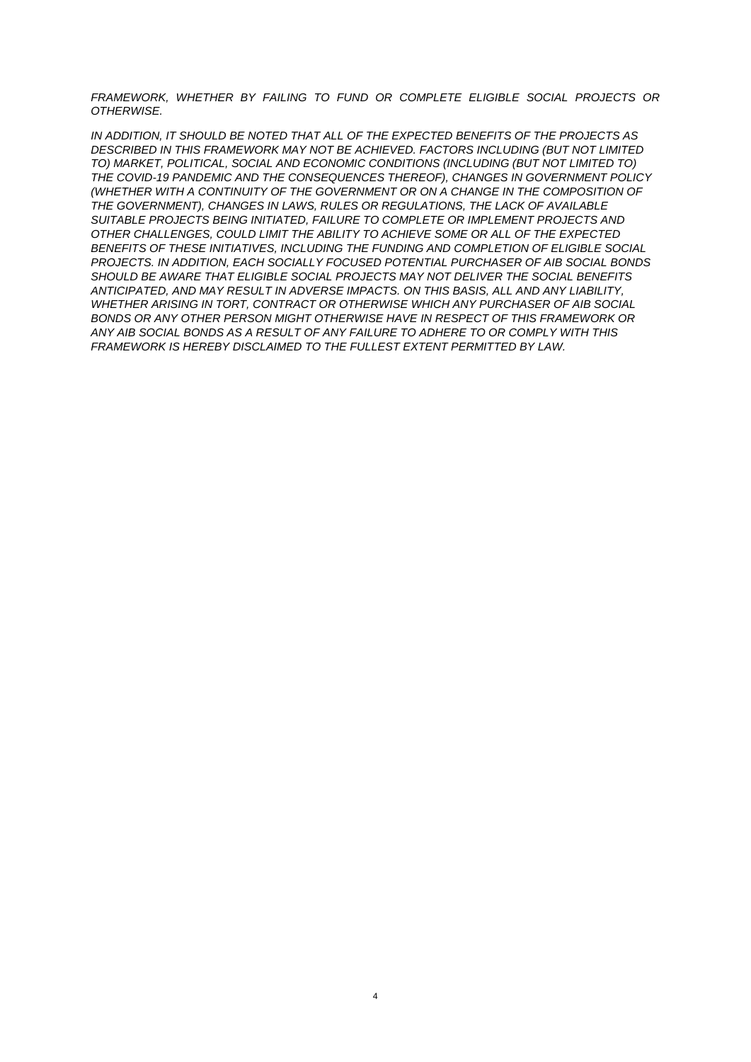*FRAMEWORK, WHETHER BY FAILING TO FUND OR COMPLETE ELIGIBLE SOCIAL PROJECTS OR OTHERWISE.*

*IN ADDITION, IT SHOULD BE NOTED THAT ALL OF THE EXPECTED BENEFITS OF THE PROJECTS AS DESCRIBED IN THIS FRAMEWORK MAY NOT BE ACHIEVED. FACTORS INCLUDING (BUT NOT LIMITED TO) MARKET, POLITICAL, SOCIAL AND ECONOMIC CONDITIONS (INCLUDING (BUT NOT LIMITED TO) THE COVID-19 PANDEMIC AND THE CONSEQUENCES THEREOF), CHANGES IN GOVERNMENT POLICY (WHETHER WITH A CONTINUITY OF THE GOVERNMENT OR ON A CHANGE IN THE COMPOSITION OF THE GOVERNMENT), CHANGES IN LAWS, RULES OR REGULATIONS, THE LACK OF AVAILABLE SUITABLE PROJECTS BEING INITIATED, FAILURE TO COMPLETE OR IMPLEMENT PROJECTS AND OTHER CHALLENGES, COULD LIMIT THE ABILITY TO ACHIEVE SOME OR ALL OF THE EXPECTED BENEFITS OF THESE INITIATIVES, INCLUDING THE FUNDING AND COMPLETION OF ELIGIBLE SOCIAL PROJECTS. IN ADDITION, EACH SOCIALLY FOCUSED POTENTIAL PURCHASER OF AIB SOCIAL BONDS SHOULD BE AWARE THAT ELIGIBLE SOCIAL PROJECTS MAY NOT DELIVER THE SOCIAL BENEFITS ANTICIPATED, AND MAY RESULT IN ADVERSE IMPACTS. ON THIS BASIS, ALL AND ANY LIABILITY, WHETHER ARISING IN TORT, CONTRACT OR OTHERWISE WHICH ANY PURCHASER OF AIB SOCIAL BONDS OR ANY OTHER PERSON MIGHT OTHERWISE HAVE IN RESPECT OF THIS FRAMEWORK OR ANY AIB SOCIAL BONDS AS A RESULT OF ANY FAILURE TO ADHERE TO OR COMPLY WITH THIS FRAMEWORK IS HEREBY DISCLAIMED TO THE FULLEST EXTENT PERMITTED BY LAW.*